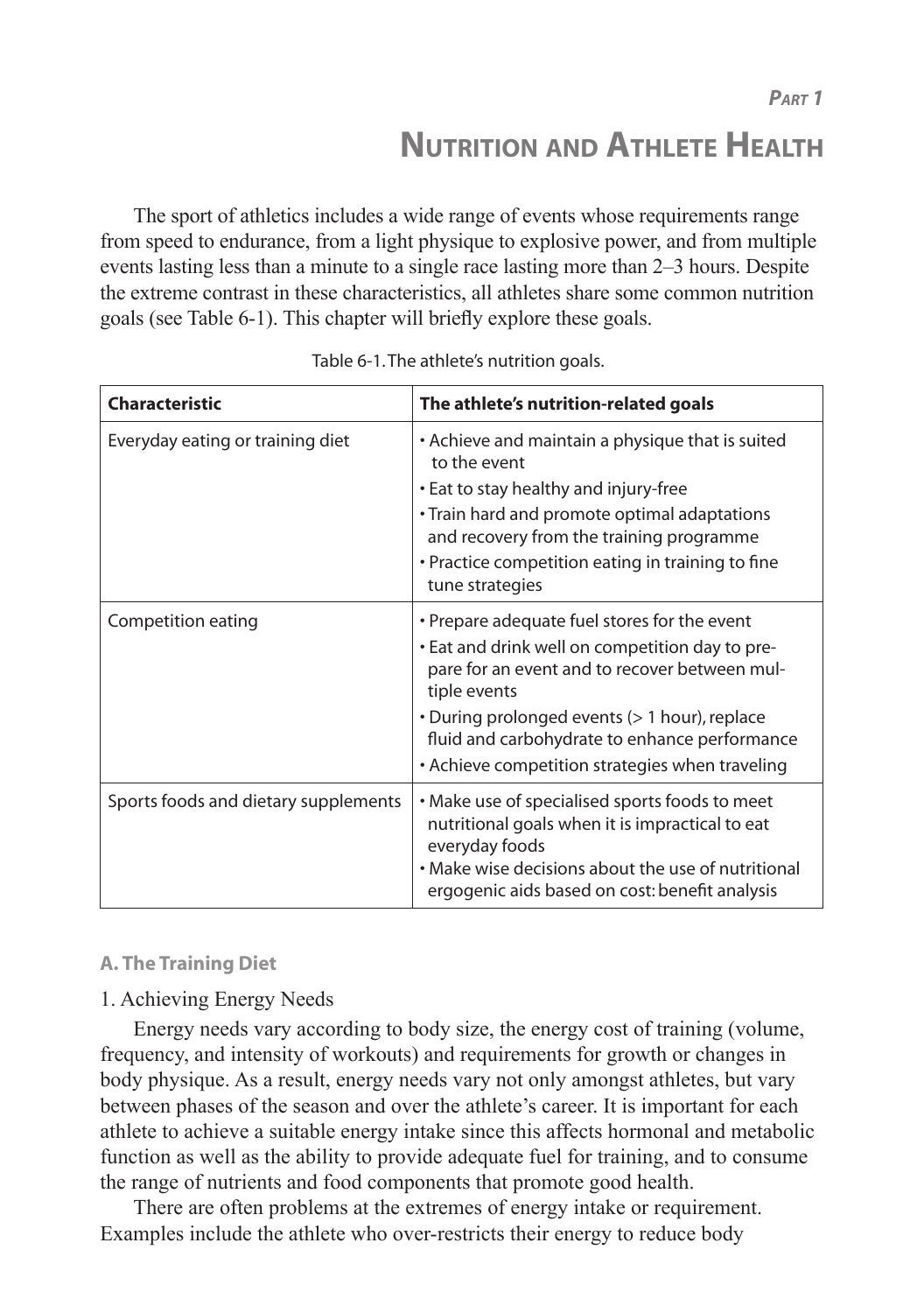*Part 1*

# Nutrition and Athlete Health

The sport of athletics includes a wide range of events whose requirements range from speed to endurance, from a light physique to explosive power, and from multiple events lasting less than a minute to a single race lasting more than 2–3 hours. Despite the extreme contrast in these characteristics, all athletes share some common nutrition goals (see Table 6-1). This chapter will briefly explore these goals.

Table 6-1. The athlete's nutrition goals.

| **Characteristic** | **The athlete's nutrition-related goals** |
|---|---|
| Everyday eating or training diet | • Achieve and maintain a physique that is suited to the event<br>• Eat to stay healthy and injury-free<br>• Train hard and promote optimal adaptations and recovery from the training programme<br>• Practice competition eating in training to fine tune strategies |
| Competition eating | • Prepare adequate fuel stores for the event<br>• Eat and drink well on competition day to prepare for an event and to recover between multiple events<br>• During prolonged events (> 1 hour), replace fluid and carbohydrate to enhance performance<br>• Achieve competition strategies when traveling |
| Sports foods and dietary supplements | • Make use of specialised sports foods to meet nutritional goals when it is impractical to eat everyday foods<br>• Make wise decisions about the use of nutritional ergogenic aids based on cost: benefit analysis |

### A. The Training Diet

1. Achieving Energy Needs

Energy needs vary according to body size, the energy cost of training (volume, frequency, and intensity of workouts) and requirements for growth or changes in body physique. As a result, energy needs vary not only amongst athletes, but vary between phases of the season and over the athlete's career. It is important for each athlete to achieve a suitable energy intake since this affects hormonal and metabolic function as well as the ability to provide adequate fuel for training, and to consume the range of nutrients and food components that promote good health.

There are often problems at the extremes of energy intake or requirement. Examples include the athlete who over-restricts their energy to reduce body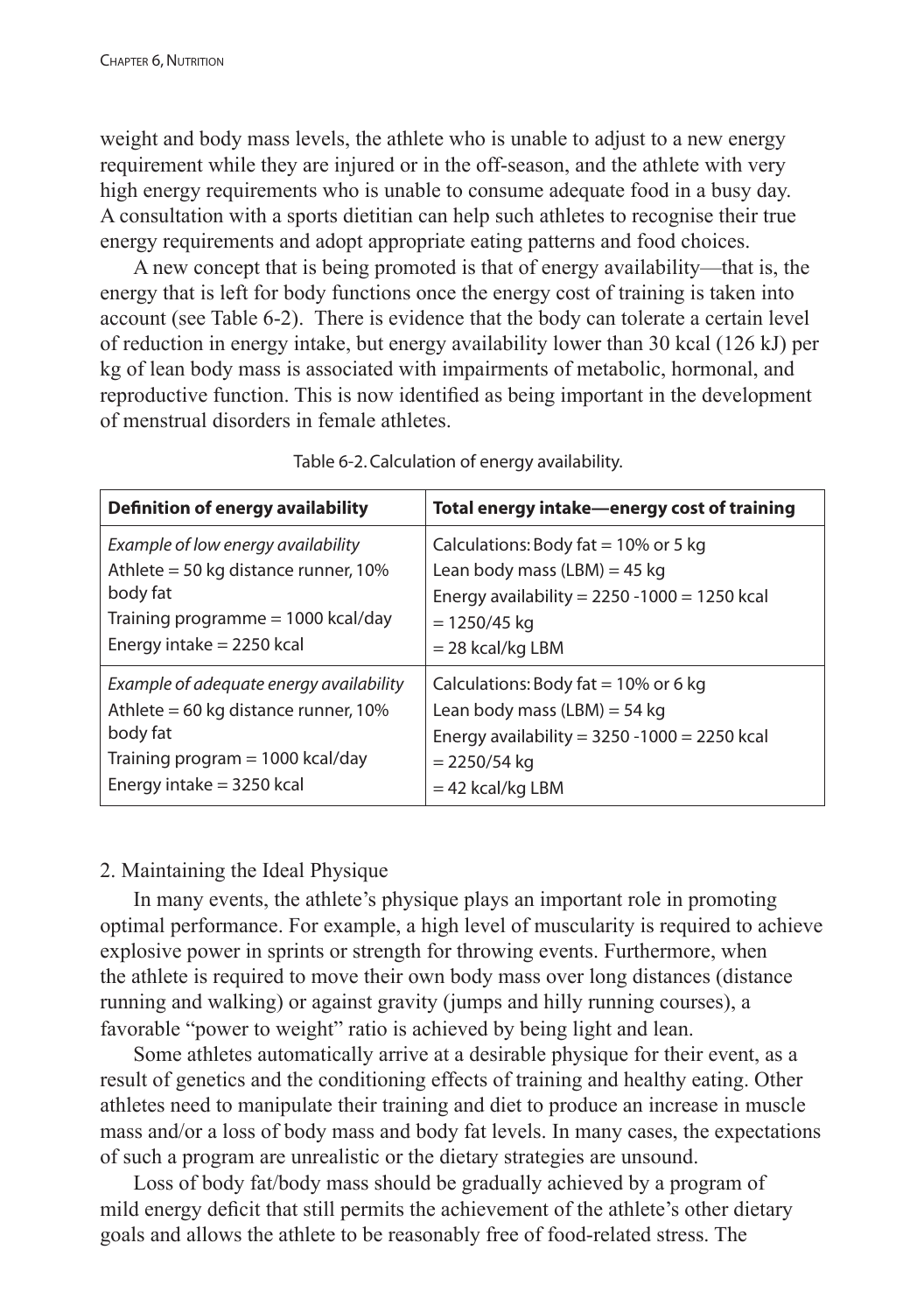weight and body mass levels, the athlete who is unable to adjust to a new energy requirement while they are injured or in the off-season, and the athlete with very high energy requirements who is unable to consume adequate food in a busy day. A consultation with a sports dietitian can help such athletes to recognise their true energy requirements and adopt appropriate eating patterns and food choices.

A new concept that is being promoted is that of energy availability—that is, the energy that is left for body functions once the energy cost of training is taken into account (see Table 6-2). There is evidence that the body can tolerate a certain level of reduction in energy intake, but energy availability lower than 30 kcal (126 kJ) per kg of lean body mass is associated with impairments of metabolic, hormonal, and reproductive function. This is now identified as being important in the development of menstrual disorders in female athletes.

Table 6-2. Calculation of energy availability.

| **Definition of energy availability** | **Total energy intake—energy cost of training** |
|---|---|
| *Example of low energy availability*<br>Athlete = 50 kg distance runner, 10% body fat<br>Training programme = 1000 kcal/day<br>Energy intake = 2250 kcal | Calculations: Body fat = 10% or 5 kg<br>Lean body mass (LBM) = 45 kg<br>Energy availability = 2250 -1000 = 1250 kcal<br>= 1250/45 kg<br>= 28 kcal/kg LBM |
| *Example of adequate energy availability*<br>Athlete = 60 kg distance runner, 10% body fat<br>Training program = 1000 kcal/day<br>Energy intake = 3250 kcal | Calculations: Body fat = 10% or 6 kg<br>Lean body mass (LBM) = 54 kg<br>Energy availability = 3250 -1000 = 2250 kcal<br>= 2250/54 kg<br>= 42 kcal/kg LBM |

2. Maintaining the Ideal Physique

In many events, the athlete's physique plays an important role in promoting optimal performance. For example, a high level of muscularity is required to achieve explosive power in sprints or strength for throwing events. Furthermore, when the athlete is required to move their own body mass over long distances (distance running and walking) or against gravity (jumps and hilly running courses), a favorable "power to weight" ratio is achieved by being light and lean.

Some athletes automatically arrive at a desirable physique for their event, as a result of genetics and the conditioning effects of training and healthy eating. Other athletes need to manipulate their training and diet to produce an increase in muscle mass and/or a loss of body mass and body fat levels. In many cases, the expectations of such a program are unrealistic or the dietary strategies are unsound.

Loss of body fat/body mass should be gradually achieved by a program of mild energy deficit that still permits the achievement of the athlete's other dietary goals and allows the athlete to be reasonably free of food-related stress. The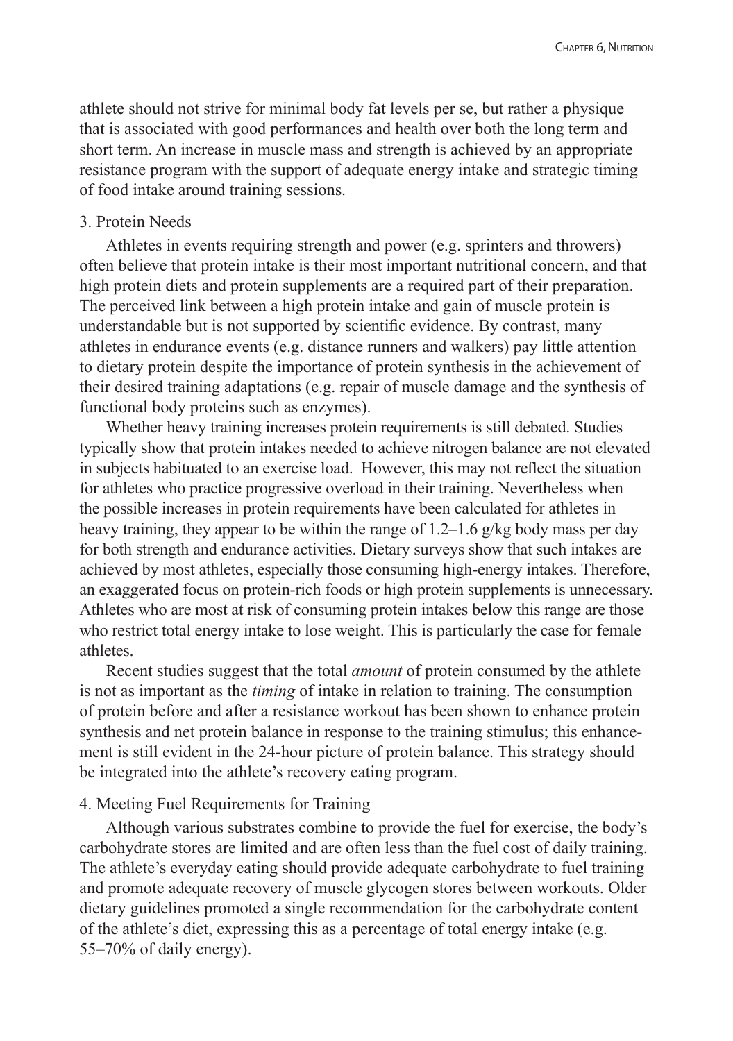athlete should not strive for minimal body fat levels per se, but rather a physique that is associated with good performances and health over both the long term and short term. An increase in muscle mass and strength is achieved by an appropriate resistance program with the support of adequate energy intake and strategic timing of food intake around training sessions.

### 3. Protein Needs

Athletes in events requiring strength and power (e.g. sprinters and throwers) often believe that protein intake is their most important nutritional concern, and that high protein diets and protein supplements are a required part of their preparation. The perceived link between a high protein intake and gain of muscle protein is understandable but is not supported by scientific evidence. By contrast, many athletes in endurance events (e.g. distance runners and walkers) pay little attention to dietary protein despite the importance of protein synthesis in the achievement of their desired training adaptations (e.g. repair of muscle damage and the synthesis of functional body proteins such as enzymes).

Whether heavy training increases protein requirements is still debated. Studies typically show that protein intakes needed to achieve nitrogen balance are not elevated in subjects habituated to an exercise load. However, this may not reflect the situation for athletes who practice progressive overload in their training. Nevertheless when the possible increases in protein requirements have been calculated for athletes in heavy training, they appear to be within the range of 1.2–1.6 g/kg body mass per day for both strength and endurance activities. Dietary surveys show that such intakes are achieved by most athletes, especially those consuming high-energy intakes. Therefore, an exaggerated focus on protein-rich foods or high protein supplements is unnecessary. Athletes who are most at risk of consuming protein intakes below this range are those who restrict total energy intake to lose weight. This is particularly the case for female athletes.

Recent studies suggest that the total *amount* of protein consumed by the athlete is not as important as the *timing* of intake in relation to training. The consumption of protein before and after a resistance workout has been shown to enhance protein synthesis and net protein balance in response to the training stimulus; this enhancement is still evident in the 24-hour picture of protein balance. This strategy should be integrated into the athlete's recovery eating program.

### 4. Meeting Fuel Requirements for Training

Although various substrates combine to provide the fuel for exercise, the body's carbohydrate stores are limited and are often less than the fuel cost of daily training. The athlete's everyday eating should provide adequate carbohydrate to fuel training and promote adequate recovery of muscle glycogen stores between workouts. Older dietary guidelines promoted a single recommendation for the carbohydrate content of the athlete's diet, expressing this as a percentage of total energy intake (e.g. 55–70% of daily energy).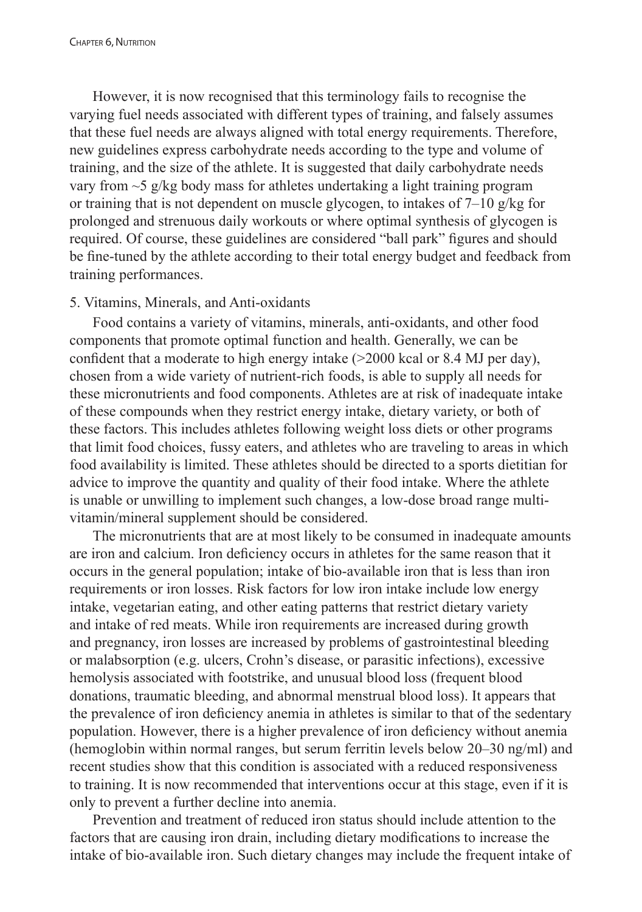However, it is now recognised that this terminology fails to recognise the varying fuel needs associated with different types of training, and falsely assumes that these fuel needs are always aligned with total energy requirements. Therefore, new guidelines express carbohydrate needs according to the type and volume of training, and the size of the athlete. It is suggested that daily carbohydrate needs vary from ~5 g/kg body mass for athletes undertaking a light training program or training that is not dependent on muscle glycogen, to intakes of 7–10 g/kg for prolonged and strenuous daily workouts or where optimal synthesis of glycogen is required. Of course, these guidelines are considered "ball park" figures and should be fine-tuned by the athlete according to their total energy budget and feedback from training performances.

5. Vitamins, Minerals, and Anti-oxidants

Food contains a variety of vitamins, minerals, anti-oxidants, and other food components that promote optimal function and health. Generally, we can be confident that a moderate to high energy intake (>2000 kcal or 8.4 MJ per day), chosen from a wide variety of nutrient-rich foods, is able to supply all needs for these micronutrients and food components. Athletes are at risk of inadequate intake of these compounds when they restrict energy intake, dietary variety, or both of these factors. This includes athletes following weight loss diets or other programs that limit food choices, fussy eaters, and athletes who are traveling to areas in which food availability is limited. These athletes should be directed to a sports dietitian for advice to improve the quantity and quality of their food intake. Where the athlete is unable or unwilling to implement such changes, a low-dose broad range multi-vitamin/mineral supplement should be considered.

The micronutrients that are at most likely to be consumed in inadequate amounts are iron and calcium. Iron deficiency occurs in athletes for the same reason that it occurs in the general population; intake of bio-available iron that is less than iron requirements or iron losses. Risk factors for low iron intake include low energy intake, vegetarian eating, and other eating patterns that restrict dietary variety and intake of red meats. While iron requirements are increased during growth and pregnancy, iron losses are increased by problems of gastrointestinal bleeding or malabsorption (e.g. ulcers, Crohn's disease, or parasitic infections), excessive hemolysis associated with footstrike, and unusual blood loss (frequent blood donations, traumatic bleeding, and abnormal menstrual blood loss). It appears that the prevalence of iron deficiency anemia in athletes is similar to that of the sedentary population. However, there is a higher prevalence of iron deficiency without anemia (hemoglobin within normal ranges, but serum ferritin levels below 20–30 ng/ml) and recent studies show that this condition is associated with a reduced responsiveness to training. It is now recommended that interventions occur at this stage, even if it is only to prevent a further decline into anemia.

Prevention and treatment of reduced iron status should include attention to the factors that are causing iron drain, including dietary modifications to increase the intake of bio-available iron. Such dietary changes may include the frequent intake of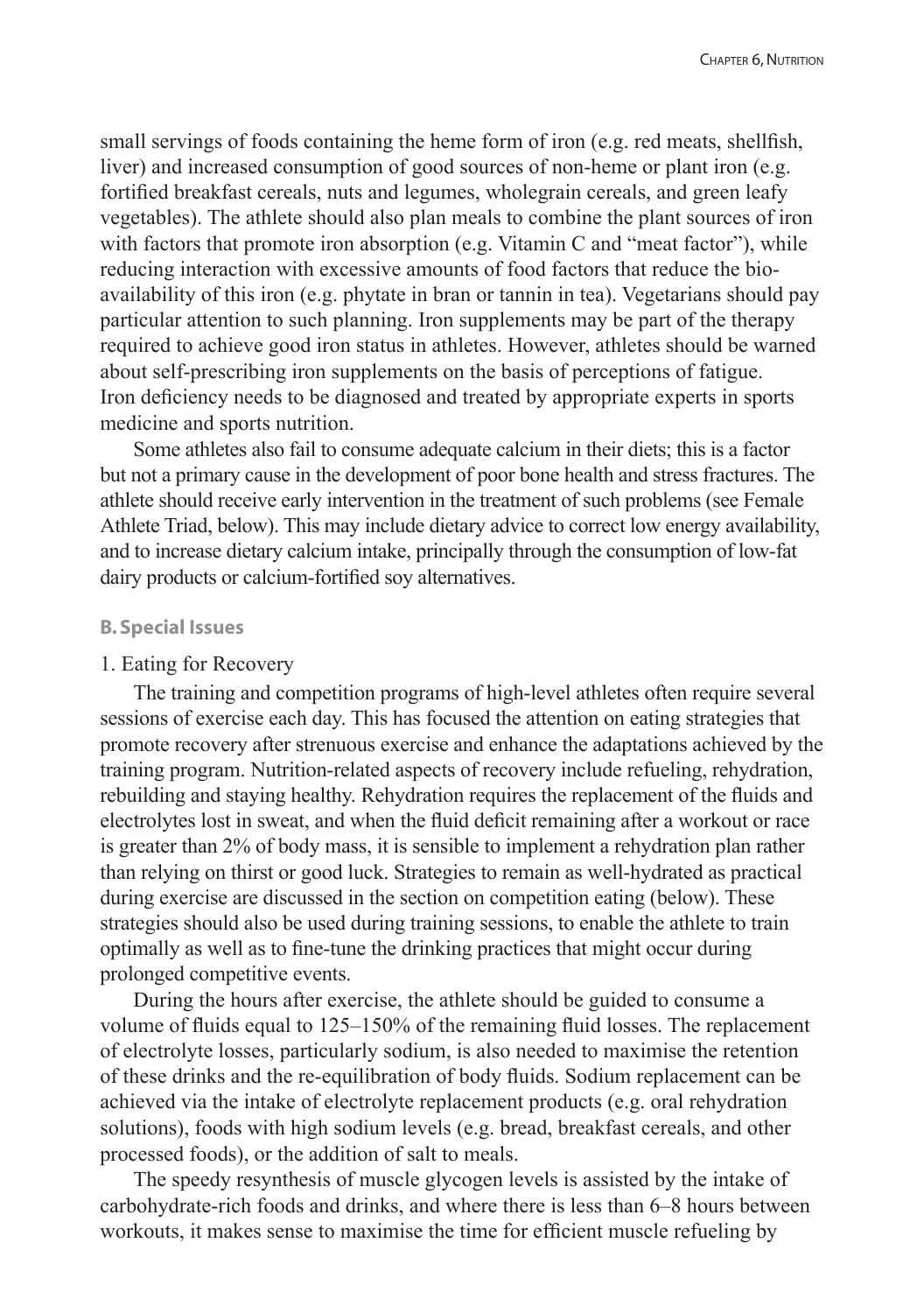small servings of foods containing the heme form of iron (e.g. red meats, shellfish, liver) and increased consumption of good sources of non-heme or plant iron (e.g. fortified breakfast cereals, nuts and legumes, wholegrain cereals, and green leafy vegetables). The athlete should also plan meals to combine the plant sources of iron with factors that promote iron absorption (e.g. Vitamin C and "meat factor"), while reducing interaction with excessive amounts of food factors that reduce the bio-availability of this iron (e.g. phytate in bran or tannin in tea). Vegetarians should pay particular attention to such planning. Iron supplements may be part of the therapy required to achieve good iron status in athletes. However, athletes should be warned about self-prescribing iron supplements on the basis of perceptions of fatigue. Iron deficiency needs to be diagnosed and treated by appropriate experts in sports medicine and sports nutrition.

Some athletes also fail to consume adequate calcium in their diets; this is a factor but not a primary cause in the development of poor bone health and stress fractures. The athlete should receive early intervention in the treatment of such problems (see Female Athlete Triad, below). This may include dietary advice to correct low energy availability, and to increase dietary calcium intake, principally through the consumption of low-fat dairy products or calcium-fortified soy alternatives.

### B. Special Issues

#### 1. Eating for Recovery

The training and competition programs of high-level athletes often require several sessions of exercise each day. This has focused the attention on eating strategies that promote recovery after strenuous exercise and enhance the adaptations achieved by the training program. Nutrition-related aspects of recovery include refueling, rehydration, rebuilding and staying healthy. Rehydration requires the replacement of the fluids and electrolytes lost in sweat, and when the fluid deficit remaining after a workout or race is greater than 2% of body mass, it is sensible to implement a rehydration plan rather than relying on thirst or good luck. Strategies to remain as well-hydrated as practical during exercise are discussed in the section on competition eating (below). These strategies should also be used during training sessions, to enable the athlete to train optimally as well as to fine-tune the drinking practices that might occur during prolonged competitive events.

During the hours after exercise, the athlete should be guided to consume a volume of fluids equal to 125–150% of the remaining fluid losses. The replacement of electrolyte losses, particularly sodium, is also needed to maximise the retention of these drinks and the re-equilibration of body fluids. Sodium replacement can be achieved via the intake of electrolyte replacement products (e.g. oral rehydration solutions), foods with high sodium levels (e.g. bread, breakfast cereals, and other processed foods), or the addition of salt to meals.

The speedy resynthesis of muscle glycogen levels is assisted by the intake of carbohydrate-rich foods and drinks, and where there is less than 6–8 hours between workouts, it makes sense to maximise the time for efficient muscle refueling by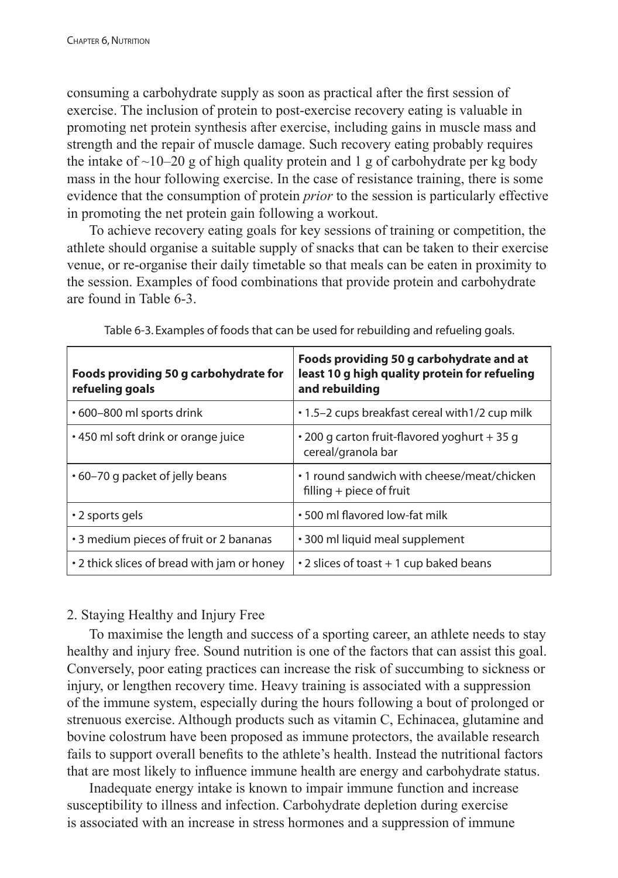consuming a carbohydrate supply as soon as practical after the first session of exercise. The inclusion of protein to post-exercise recovery eating is valuable in promoting net protein synthesis after exercise, including gains in muscle mass and strength and the repair of muscle damage. Such recovery eating probably requires the intake of ~10–20 g of high quality protein and 1 g of carbohydrate per kg body mass in the hour following exercise. In the case of resistance training, there is some evidence that the consumption of protein *prior* to the session is particularly effective in promoting the net protein gain following a workout.

To achieve recovery eating goals for key sessions of training or competition, the athlete should organise a suitable supply of snacks that can be taken to their exercise venue, or re-organise their daily timetable so that meals can be eaten in proximity to the session. Examples of food combinations that provide protein and carbohydrate are found in Table 6-3.

Table 6-3. Examples of foods that can be used for rebuilding and refueling goals.

| Foods providing 50 g carbohydrate for refueling goals | Foods providing 50 g carbohydrate and at least 10 g high quality protein for refueling and rebuilding |
|---|---|
| • 600–800 ml sports drink | • 1.5–2 cups breakfast cereal with1/2 cup milk |
| • 450 ml soft drink or orange juice | • 200 g carton fruit-flavored yoghurt + 35 g cereal/granola bar |
| • 60–70 g packet of jelly beans | • 1 round sandwich with cheese/meat/chicken filling + piece of fruit |
| • 2 sports gels | • 500 ml flavored low-fat milk |
| • 3 medium pieces of fruit or 2 bananas | • 300 ml liquid meal supplement |
| • 2 thick slices of bread with jam or honey | • 2 slices of toast + 1 cup baked beans |

2. Staying Healthy and Injury Free

To maximise the length and success of a sporting career, an athlete needs to stay healthy and injury free. Sound nutrition is one of the factors that can assist this goal. Conversely, poor eating practices can increase the risk of succumbing to sickness or injury, or lengthen recovery time. Heavy training is associated with a suppression of the immune system, especially during the hours following a bout of prolonged or strenuous exercise. Although products such as vitamin C, Echinacea, glutamine and bovine colostrum have been proposed as immune protectors, the available research fails to support overall benefits to the athlete's health. Instead the nutritional factors that are most likely to influence immune health are energy and carbohydrate status.

Inadequate energy intake is known to impair immune function and increase susceptibility to illness and infection. Carbohydrate depletion during exercise is associated with an increase in stress hormones and a suppression of immune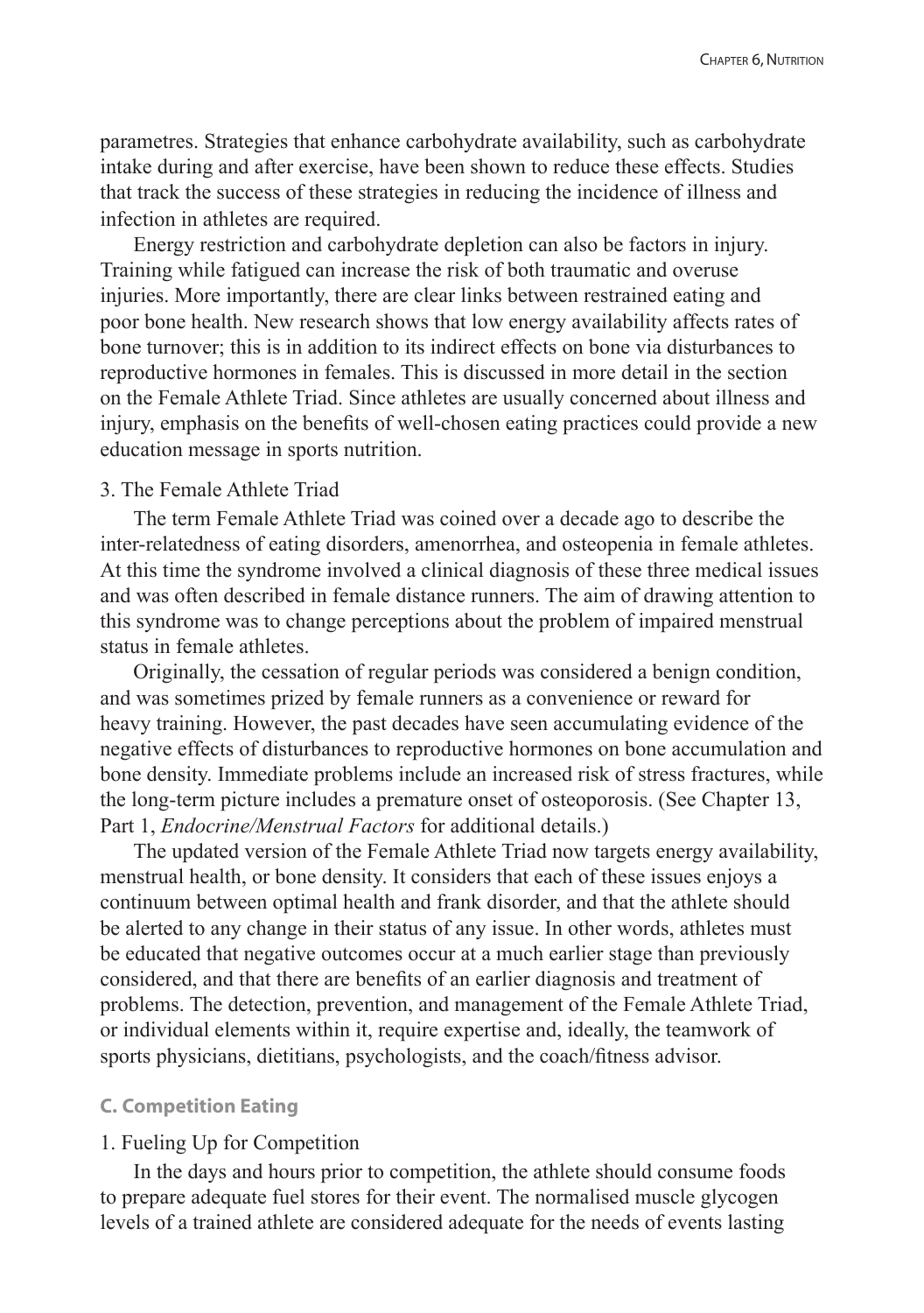parametres. Strategies that enhance carbohydrate availability, such as carbohydrate intake during and after exercise, have been shown to reduce these effects. Studies that track the success of these strategies in reducing the incidence of illness and infection in athletes are required.

Energy restriction and carbohydrate depletion can also be factors in injury. Training while fatigued can increase the risk of both traumatic and overuse injuries. More importantly, there are clear links between restrained eating and poor bone health. New research shows that low energy availability affects rates of bone turnover; this is in addition to its indirect effects on bone via disturbances to reproductive hormones in females. This is discussed in more detail in the section on the Female Athlete Triad. Since athletes are usually concerned about illness and injury, emphasis on the benefits of well-chosen eating practices could provide a new education message in sports nutrition.

3. The Female Athlete Triad

The term Female Athlete Triad was coined over a decade ago to describe the inter-relatedness of eating disorders, amenorrhea, and osteopenia in female athletes. At this time the syndrome involved a clinical diagnosis of these three medical issues and was often described in female distance runners. The aim of drawing attention to this syndrome was to change perceptions about the problem of impaired menstrual status in female athletes.

Originally, the cessation of regular periods was considered a benign condition, and was sometimes prized by female runners as a convenience or reward for heavy training. However, the past decades have seen accumulating evidence of the negative effects of disturbances to reproductive hormones on bone accumulation and bone density. Immediate problems include an increased risk of stress fractures, while the long-term picture includes a premature onset of osteoporosis. (See Chapter 13, Part 1, *Endocrine/Menstrual Factors* for additional details.)

The updated version of the Female Athlete Triad now targets energy availability, menstrual health, or bone density. It considers that each of these issues enjoys a continuum between optimal health and frank disorder, and that the athlete should be alerted to any change in their status of any issue. In other words, athletes must be educated that negative outcomes occur at a much earlier stage than previously considered, and that there are benefits of an earlier diagnosis and treatment of problems. The detection, prevention, and management of the Female Athlete Triad, or individual elements within it, require expertise and, ideally, the teamwork of sports physicians, dietitians, psychologists, and the coach/fitness advisor.

### C. Competition Eating

1. Fueling Up for Competition

In the days and hours prior to competition, the athlete should consume foods to prepare adequate fuel stores for their event. The normalised muscle glycogen levels of a trained athlete are considered adequate for the needs of events lasting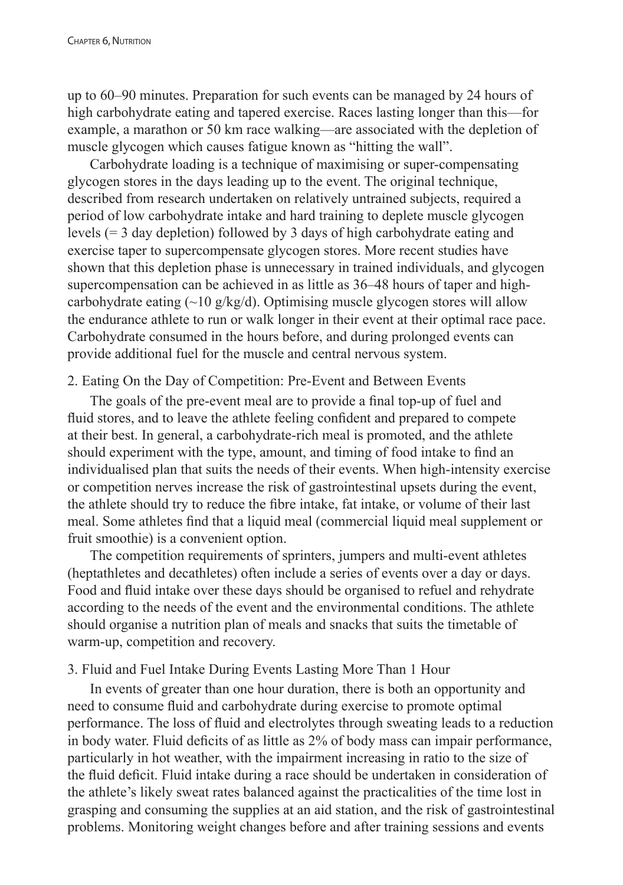up to 60–90 minutes. Preparation for such events can be managed by 24 hours of high carbohydrate eating and tapered exercise. Races lasting longer than this—for example, a marathon or 50 km race walking—are associated with the depletion of muscle glycogen which causes fatigue known as "hitting the wall".

Carbohydrate loading is a technique of maximising or super-compensating glycogen stores in the days leading up to the event. The original technique, described from research undertaken on relatively untrained subjects, required a period of low carbohydrate intake and hard training to deplete muscle glycogen levels (= 3 day depletion) followed by 3 days of high carbohydrate eating and exercise taper to supercompensate glycogen stores. More recent studies have shown that this depletion phase is unnecessary in trained individuals, and glycogen supercompensation can be achieved in as little as 36–48 hours of taper and high-carbohydrate eating (~10 g/kg/d). Optimising muscle glycogen stores will allow the endurance athlete to run or walk longer in their event at their optimal race pace. Carbohydrate consumed in the hours before, and during prolonged events can provide additional fuel for the muscle and central nervous system.

2. Eating On the Day of Competition: Pre-Event and Between Events

The goals of the pre-event meal are to provide a final top-up of fuel and fluid stores, and to leave the athlete feeling confident and prepared to compete at their best. In general, a carbohydrate-rich meal is promoted, and the athlete should experiment with the type, amount, and timing of food intake to find an individualised plan that suits the needs of their events. When high-intensity exercise or competition nerves increase the risk of gastrointestinal upsets during the event, the athlete should try to reduce the fibre intake, fat intake, or volume of their last meal. Some athletes find that a liquid meal (commercial liquid meal supplement or fruit smoothie) is a convenient option.

The competition requirements of sprinters, jumpers and multi-event athletes (heptathletes and decathletes) often include a series of events over a day or days. Food and fluid intake over these days should be organised to refuel and rehydrate according to the needs of the event and the environmental conditions. The athlete should organise a nutrition plan of meals and snacks that suits the timetable of warm-up, competition and recovery.

3. Fluid and Fuel Intake During Events Lasting More Than 1 Hour

In events of greater than one hour duration, there is both an opportunity and need to consume fluid and carbohydrate during exercise to promote optimal performance. The loss of fluid and electrolytes through sweating leads to a reduction in body water. Fluid deficits of as little as 2% of body mass can impair performance, particularly in hot weather, with the impairment increasing in ratio to the size of the fluid deficit. Fluid intake during a race should be undertaken in consideration of the athlete's likely sweat rates balanced against the practicalities of the time lost in grasping and consuming the supplies at an aid station, and the risk of gastrointestinal problems. Monitoring weight changes before and after training sessions and events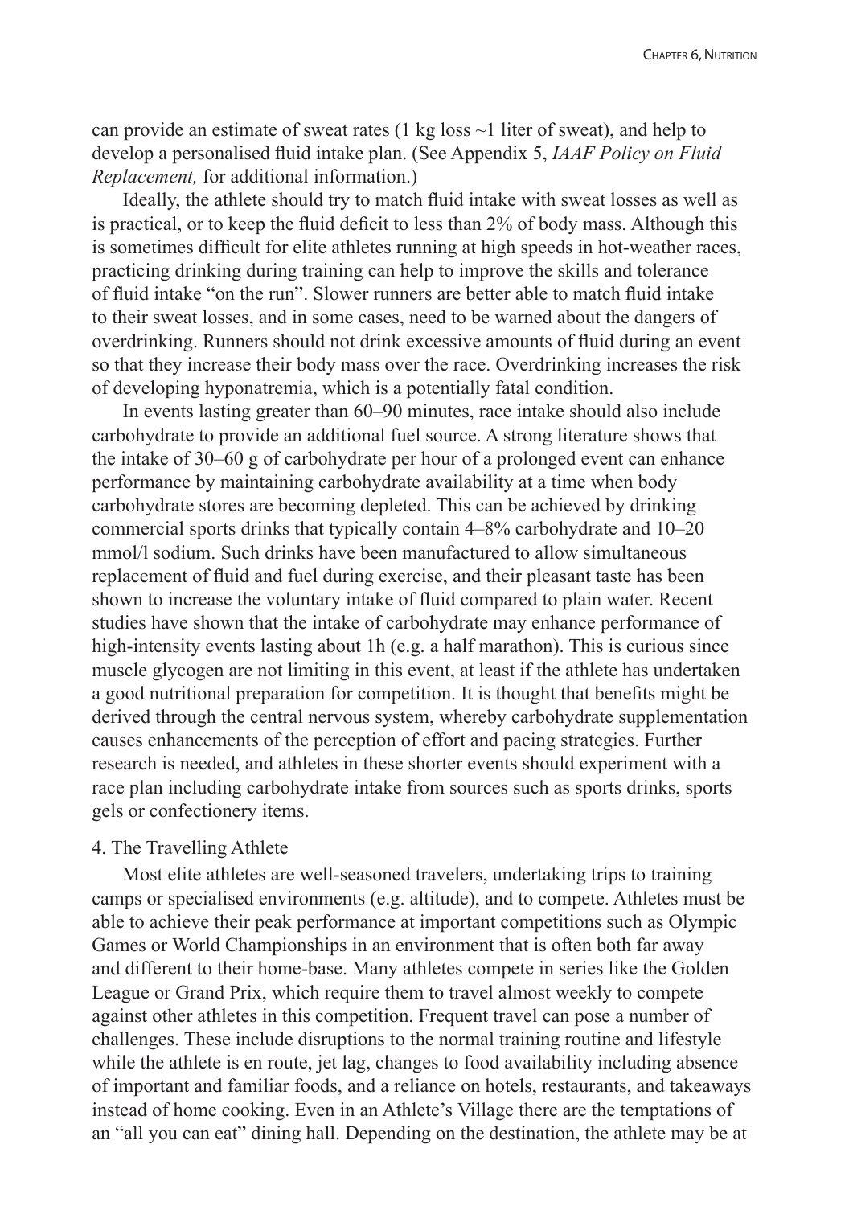can provide an estimate of sweat rates (1 kg loss ~1 liter of sweat), and help to develop a personalised fluid intake plan. (See Appendix 5, *IAAF Policy on Fluid Replacement,* for additional information.)

Ideally, the athlete should try to match fluid intake with sweat losses as well as is practical, or to keep the fluid deficit to less than 2% of body mass. Although this is sometimes difficult for elite athletes running at high speeds in hot-weather races, practicing drinking during training can help to improve the skills and tolerance of fluid intake "on the run". Slower runners are better able to match fluid intake to their sweat losses, and in some cases, need to be warned about the dangers of overdrinking. Runners should not drink excessive amounts of fluid during an event so that they increase their body mass over the race. Overdrinking increases the risk of developing hyponatremia, which is a potentially fatal condition.

In events lasting greater than 60–90 minutes, race intake should also include carbohydrate to provide an additional fuel source. A strong literature shows that the intake of 30–60 g of carbohydrate per hour of a prolonged event can enhance performance by maintaining carbohydrate availability at a time when body carbohydrate stores are becoming depleted. This can be achieved by drinking commercial sports drinks that typically contain 4–8% carbohydrate and 10–20 mmol/l sodium. Such drinks have been manufactured to allow simultaneous replacement of fluid and fuel during exercise, and their pleasant taste has been shown to increase the voluntary intake of fluid compared to plain water. Recent studies have shown that the intake of carbohydrate may enhance performance of high-intensity events lasting about 1h (e.g. a half marathon). This is curious since muscle glycogen are not limiting in this event, at least if the athlete has undertaken a good nutritional preparation for competition. It is thought that benefits might be derived through the central nervous system, whereby carbohydrate supplementation causes enhancements of the perception of effort and pacing strategies. Further research is needed, and athletes in these shorter events should experiment with a race plan including carbohydrate intake from sources such as sports drinks, sports gels or confectionery items.

4. The Travelling Athlete

Most elite athletes are well-seasoned travelers, undertaking trips to training camps or specialised environments (e.g. altitude), and to compete. Athletes must be able to achieve their peak performance at important competitions such as Olympic Games or World Championships in an environment that is often both far away and different to their home-base. Many athletes compete in series like the Golden League or Grand Prix, which require them to travel almost weekly to compete against other athletes in this competition. Frequent travel can pose a number of challenges. These include disruptions to the normal training routine and lifestyle while the athlete is en route, jet lag, changes to food availability including absence of important and familiar foods, and a reliance on hotels, restaurants, and takeaways instead of home cooking. Even in an Athlete's Village there are the temptations of an "all you can eat" dining hall. Depending on the destination, the athlete may be at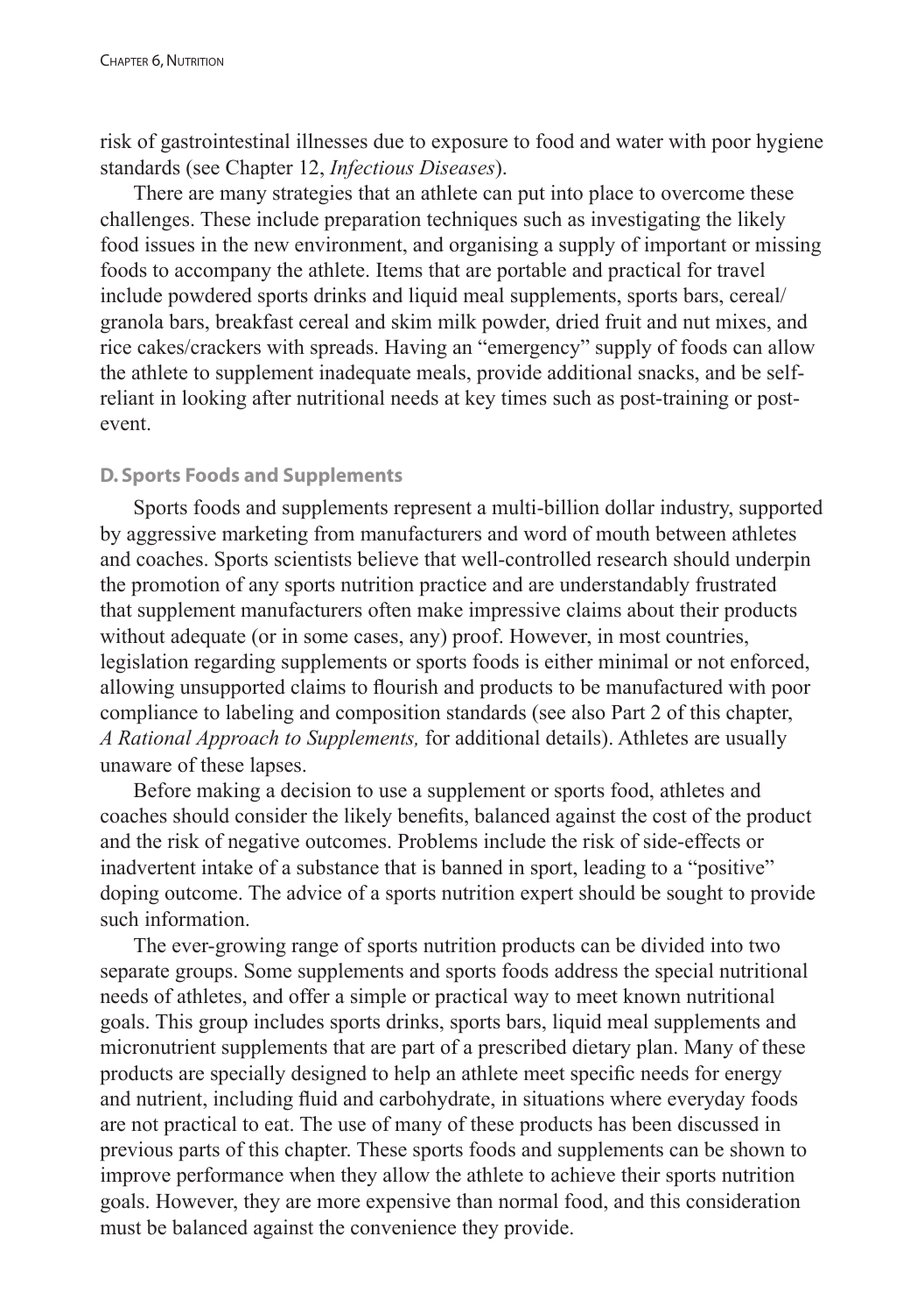risk of gastrointestinal illnesses due to exposure to food and water with poor hygiene standards (see Chapter 12, *Infectious Diseases*).

There are many strategies that an athlete can put into place to overcome these challenges. These include preparation techniques such as investigating the likely food issues in the new environment, and organising a supply of important or missing foods to accompany the athlete. Items that are portable and practical for travel include powdered sports drinks and liquid meal supplements, sports bars, cereal/granola bars, breakfast cereal and skim milk powder, dried fruit and nut mixes, and rice cakes/crackers with spreads. Having an "emergency" supply of foods can allow the athlete to supplement inadequate meals, provide additional snacks, and be self-reliant in looking after nutritional needs at key times such as post-training or post-event.

### D. Sports Foods and Supplements

Sports foods and supplements represent a multi-billion dollar industry, supported by aggressive marketing from manufacturers and word of mouth between athletes and coaches. Sports scientists believe that well-controlled research should underpin the promotion of any sports nutrition practice and are understandably frustrated that supplement manufacturers often make impressive claims about their products without adequate (or in some cases, any) proof. However, in most countries, legislation regarding supplements or sports foods is either minimal or not enforced, allowing unsupported claims to flourish and products to be manufactured with poor compliance to labeling and composition standards (see also Part 2 of this chapter, *A Rational Approach to Supplements,* for additional details). Athletes are usually unaware of these lapses.

Before making a decision to use a supplement or sports food, athletes and coaches should consider the likely benefits, balanced against the cost of the product and the risk of negative outcomes. Problems include the risk of side-effects or inadvertent intake of a substance that is banned in sport, leading to a "positive" doping outcome. The advice of a sports nutrition expert should be sought to provide such information.

The ever-growing range of sports nutrition products can be divided into two separate groups. Some supplements and sports foods address the special nutritional needs of athletes, and offer a simple or practical way to meet known nutritional goals. This group includes sports drinks, sports bars, liquid meal supplements and micronutrient supplements that are part of a prescribed dietary plan. Many of these products are specially designed to help an athlete meet specific needs for energy and nutrient, including fluid and carbohydrate, in situations where everyday foods are not practical to eat. The use of many of these products has been discussed in previous parts of this chapter. These sports foods and supplements can be shown to improve performance when they allow the athlete to achieve their sports nutrition goals. However, they are more expensive than normal food, and this consideration must be balanced against the convenience they provide.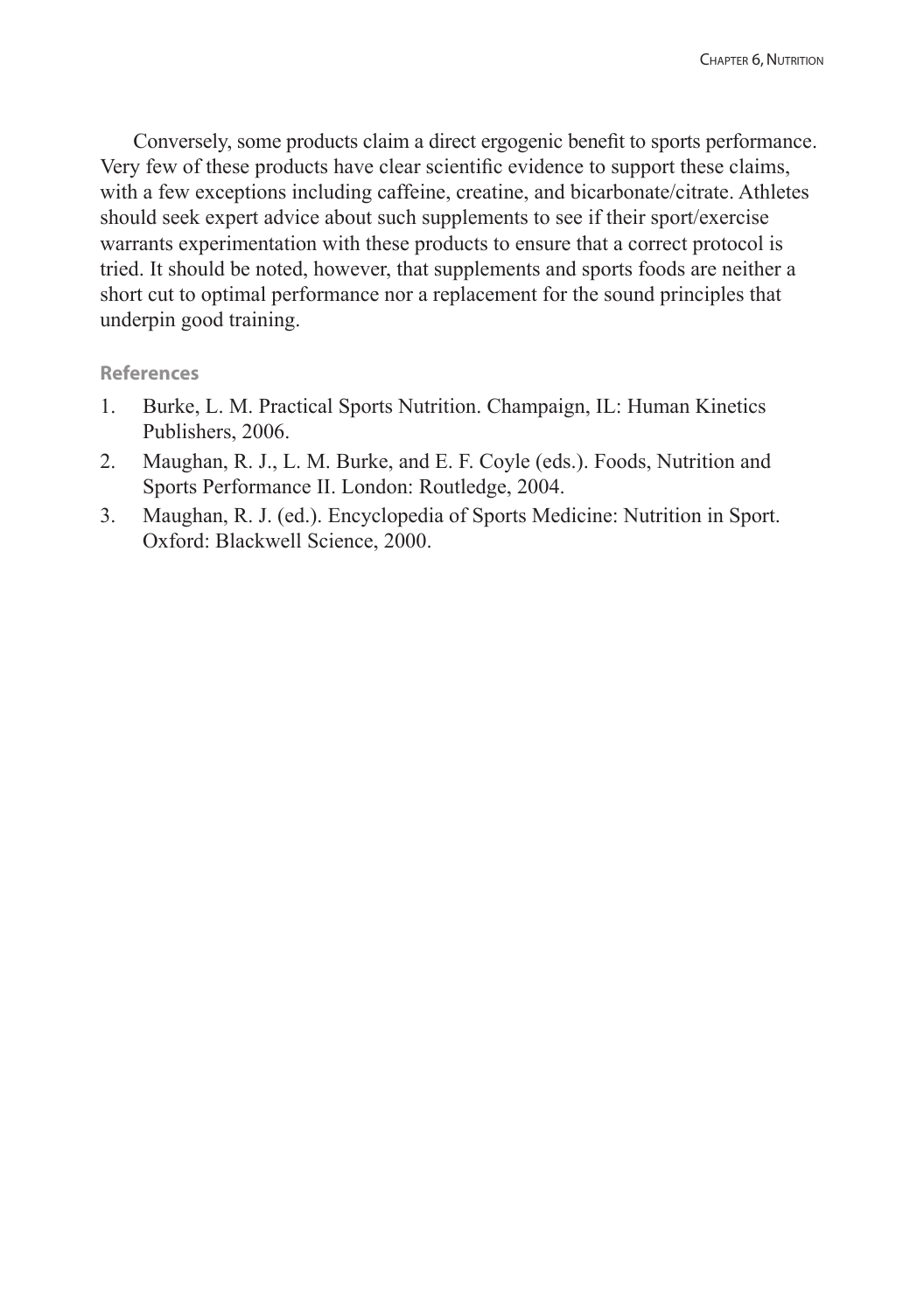Conversely, some products claim a direct ergogenic benefit to sports performance. Very few of these products have clear scientific evidence to support these claims, with a few exceptions including caffeine, creatine, and bicarbonate/citrate. Athletes should seek expert advice about such supplements to see if their sport/exercise warrants experimentation with these products to ensure that a correct protocol is tried. It should be noted, however, that supplements and sports foods are neither a short cut to optimal performance nor a replacement for the sound principles that underpin good training.

### References

1. Burke, L. M. Practical Sports Nutrition. Champaign, IL: Human Kinetics Publishers, 2006.
2. Maughan, R. J., L. M. Burke, and E. F. Coyle (eds.). Foods, Nutrition and Sports Performance II. London: Routledge, 2004.
3. Maughan, R. J. (ed.). Encyclopedia of Sports Medicine: Nutrition in Sport. Oxford: Blackwell Science, 2000.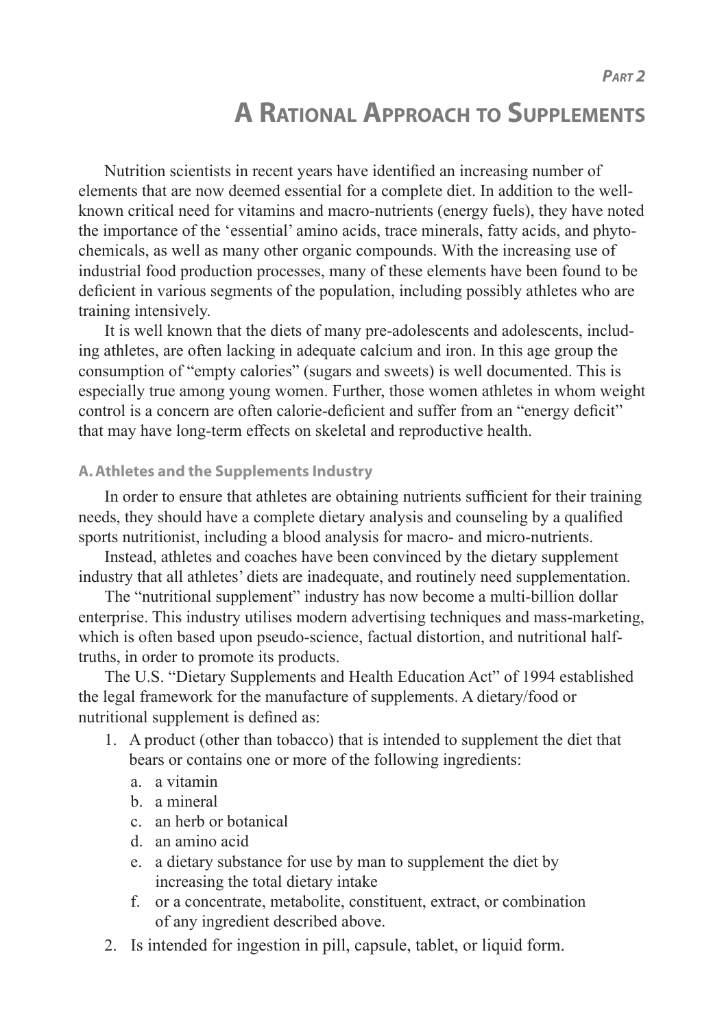*Part 2*

# A Rational Approach to Supplements

Nutrition scientists in recent years have identified an increasing number of elements that are now deemed essential for a complete diet. In addition to the well-known critical need for vitamins and macro-nutrients (energy fuels), they have noted the importance of the 'essential' amino acids, trace minerals, fatty acids, and phyto-chemicals, as well as many other organic compounds. With the increasing use of industrial food production processes, many of these elements have been found to be deficient in various segments of the population, including possibly athletes who are training intensively.

It is well known that the diets of many pre-adolescents and adolescents, including athletes, are often lacking in adequate calcium and iron. In this age group the consumption of "empty calories" (sugars and sweets) is well documented. This is especially true among young women. Further, those women athletes in whom weight control is a concern are often calorie-deficient and suffer from an "energy deficit" that may have long-term effects on skeletal and reproductive health.

### A. Athletes and the Supplements Industry

In order to ensure that athletes are obtaining nutrients sufficient for their training needs, they should have a complete dietary analysis and counseling by a qualified sports nutritionist, including a blood analysis for macro- and micro-nutrients.

Instead, athletes and coaches have been convinced by the dietary supplement industry that all athletes' diets are inadequate, and routinely need supplementation.

The "nutritional supplement" industry has now become a multi-billion dollar enterprise. This industry utilises modern advertising techniques and mass-marketing, which is often based upon pseudo-science, factual distortion, and nutritional half-truths, in order to promote its products.

The U.S. "Dietary Supplements and Health Education Act" of 1994 established the legal framework for the manufacture of supplements. A dietary/food or nutritional supplement is defined as:

1. A product (other than tobacco) that is intended to supplement the diet that bears or contains one or more of the following ingredients:
    a. a vitamin
    b. a mineral
    c. an herb or botanical
    d. an amino acid
    e. a dietary substance for use by man to supplement the diet by increasing the total dietary intake
    f. or a concentrate, metabolite, constituent, extract, or combination of any ingredient described above.
2. Is intended for ingestion in pill, capsule, tablet, or liquid form.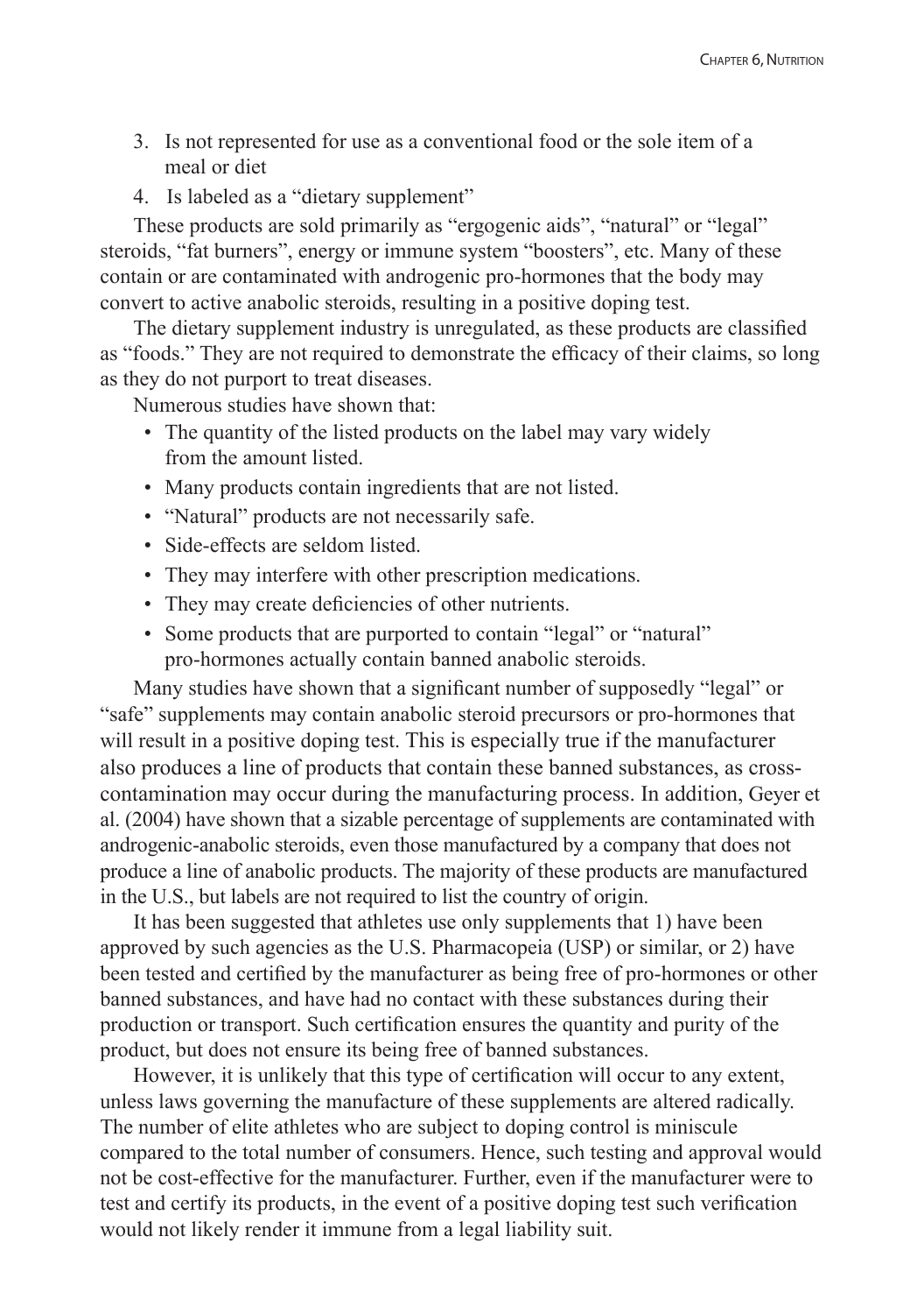3. Is not represented for use as a conventional food or the sole item of a meal or diet
4. Is labeled as a "dietary supplement"

These products are sold primarily as "ergogenic aids", "natural" or "legal" steroids, "fat burners", energy or immune system "boosters", etc. Many of these contain or are contaminated with androgenic pro-hormones that the body may convert to active anabolic steroids, resulting in a positive doping test.

The dietary supplement industry is unregulated, as these products are classified as "foods." They are not required to demonstrate the efficacy of their claims, so long as they do not purport to treat diseases.

Numerous studies have shown that:

- The quantity of the listed products on the label may vary widely from the amount listed.
- Many products contain ingredients that are not listed.
- "Natural" products are not necessarily safe.
- Side-effects are seldom listed.
- They may interfere with other prescription medications.
- They may create deficiencies of other nutrients.
- Some products that are purported to contain "legal" or "natural" pro-hormones actually contain banned anabolic steroids.

Many studies have shown that a significant number of supposedly "legal" or "safe" supplements may contain anabolic steroid precursors or pro-hormones that will result in a positive doping test. This is especially true if the manufacturer also produces a line of products that contain these banned substances, as cross-contamination may occur during the manufacturing process. In addition, Geyer et al. (2004) have shown that a sizable percentage of supplements are contaminated with androgenic-anabolic steroids, even those manufactured by a company that does not produce a line of anabolic products. The majority of these products are manufactured in the U.S., but labels are not required to list the country of origin.

It has been suggested that athletes use only supplements that 1) have been approved by such agencies as the U.S. Pharmacopeia (USP) or similar, or 2) have been tested and certified by the manufacturer as being free of pro-hormones or other banned substances, and have had no contact with these substances during their production or transport. Such certification ensures the quantity and purity of the product, but does not ensure its being free of banned substances.

However, it is unlikely that this type of certification will occur to any extent, unless laws governing the manufacture of these supplements are altered radically. The number of elite athletes who are subject to doping control is miniscule compared to the total number of consumers. Hence, such testing and approval would not be cost-effective for the manufacturer. Further, even if the manufacturer were to test and certify its products, in the event of a positive doping test such verification would not likely render it immune from a legal liability suit.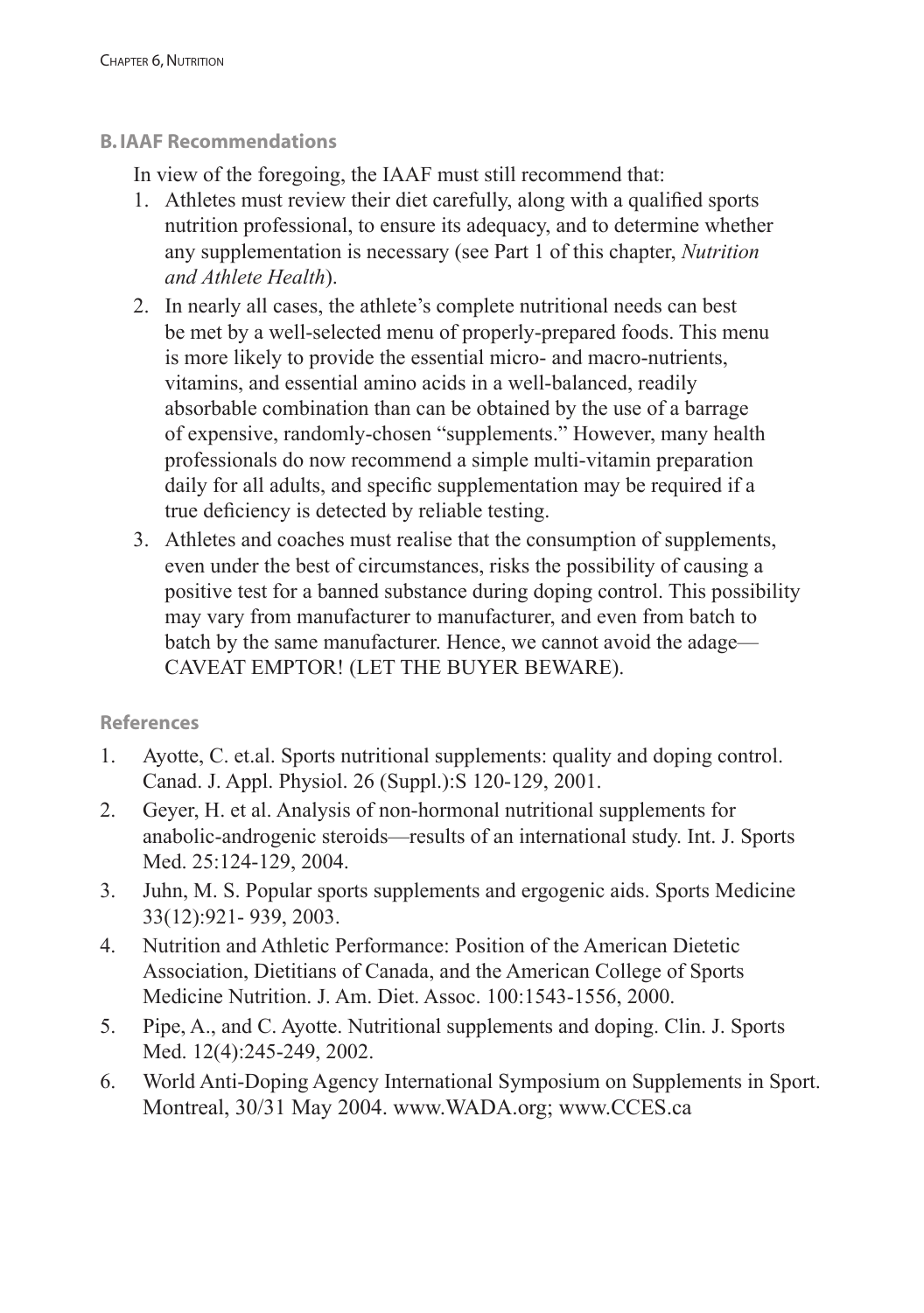### B. IAAF Recommendations

In view of the foregoing, the IAAF must still recommend that:

1. Athletes must review their diet carefully, along with a qualified sports nutrition professional, to ensure its adequacy, and to determine whether any supplementation is necessary (see Part 1 of this chapter, *Nutrition and Athlete Health*).
2. In nearly all cases, the athlete's complete nutritional needs can best be met by a well-selected menu of properly-prepared foods. This menu is more likely to provide the essential micro- and macro-nutrients, vitamins, and essential amino acids in a well-balanced, readily absorbable combination than can be obtained by the use of a barrage of expensive, randomly-chosen "supplements." However, many health professionals do now recommend a simple multi-vitamin preparation daily for all adults, and specific supplementation may be required if a true deficiency is detected by reliable testing.
3. Athletes and coaches must realise that the consumption of supplements, even under the best of circumstances, risks the possibility of causing a positive test for a banned substance during doping control. This possibility may vary from manufacturer to manufacturer, and even from batch to batch by the same manufacturer. Hence, we cannot avoid the adage—CAVEAT EMPTOR! (LET THE BUYER BEWARE).

### References

1. Ayotte, C. et.al. Sports nutritional supplements: quality and doping control. Canad. J. Appl. Physiol. 26 (Suppl.):S 120-129, 2001.
2. Geyer, H. et al. Analysis of non-hormonal nutritional supplements for anabolic-androgenic steroids—results of an international study. Int. J. Sports Med. 25:124-129, 2004.
3. Juhn, M. S. Popular sports supplements and ergogenic aids. Sports Medicine 33(12):921- 939, 2003.
4. Nutrition and Athletic Performance: Position of the American Dietetic Association, Dietitians of Canada, and the American College of Sports Medicine Nutrition. J. Am. Diet. Assoc. 100:1543-1556, 2000.
5. Pipe, A., and C. Ayotte. Nutritional supplements and doping. Clin. J. Sports Med. 12(4):245-249, 2002.
6. World Anti-Doping Agency International Symposium on Supplements in Sport. Montreal, 30/31 May 2004. www.WADA.org; www.CCES.ca